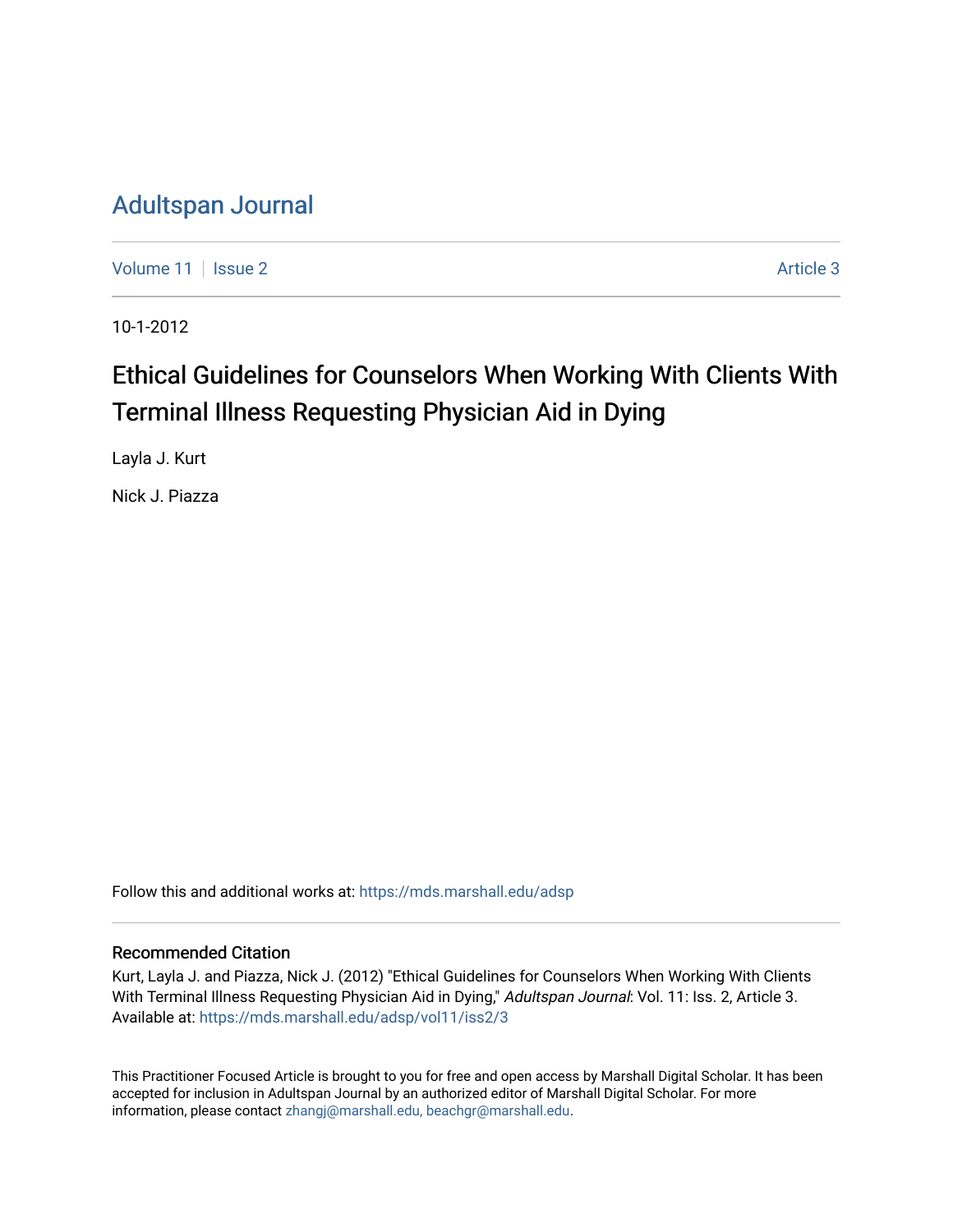# Adultspan Journal

Volume 11 | Issue 2 | Article 3

10-1-2012

## Ethical Guidelines for Counselors When Working With Clients With Terminal Illness Requesting Physician Aid in Dying

Layla J. Kurt

Nick J. Piazza

Follow this and additional works at: https://mds.marshall.edu/adsp

### Recommended Citation

Kurt, Layla J. and Piazza, Nick J. (2012) "Ethical Guidelines for Counselors When Working With Clients With Terminal Illness Requesting Physician Aid in Dying," *Adultspan Journal*: Vol. 11: Iss. 2, Article 3. Available at: https://mds.marshall.edu/adsp/vol11/iss2/3

This Practitioner Focused Article is brought to you for free and open access by Marshall Digital Scholar. It has been accepted for inclusion in Adultspan Journal by an authorized editor of Marshall Digital Scholar. For more information, please contact zhangj@marshall.edu, beachgr@marshall.edu.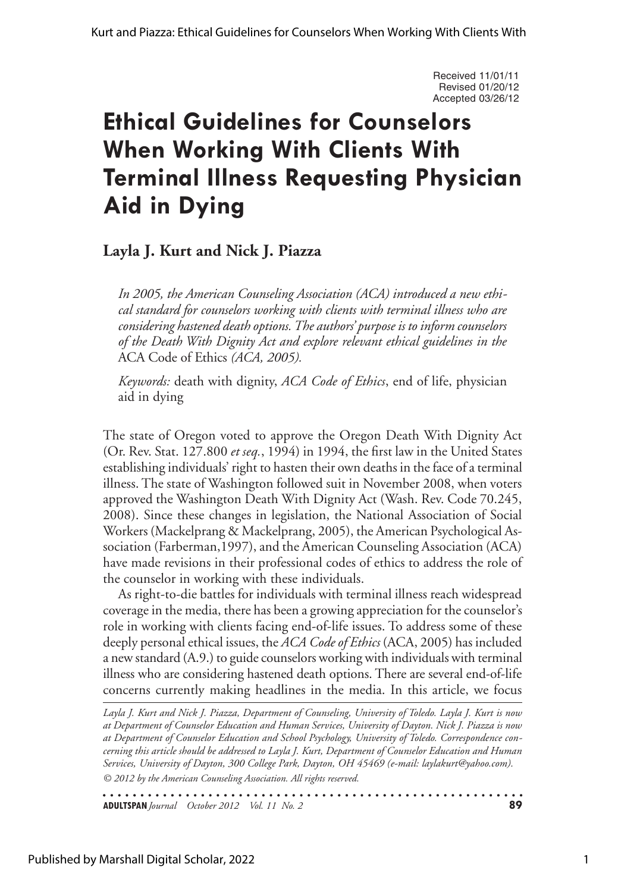Received 11/01/11
Revised 01/20/12
Accepted 03/26/12

# Ethical Guidelines for Counselors When Working With Clients With Terminal Illness Requesting Physician Aid in Dying

**Layla J. Kurt and Nick J. Piazza**

*In 2005, the American Counseling Association (ACA) introduced a new ethical standard for counselors working with clients with terminal illness who are considering hastened death options. The authors' purpose is to inform counselors of the Death With Dignity Act and explore relevant ethical guidelines in the* ACA Code of Ethics *(ACA, 2005).*

*Keywords:* death with dignity, *ACA Code of Ethics*, end of life, physician aid in dying

The state of Oregon voted to approve the Oregon Death With Dignity Act (Or. Rev. Stat. 127.800 *et seq.*, 1994) in 1994, the first law in the United States establishing individuals' right to hasten their own deaths in the face of a terminal illness. The state of Washington followed suit in November 2008, when voters approved the Washington Death With Dignity Act (Wash. Rev. Code 70.245, 2008). Since these changes in legislation, the National Association of Social Workers (Mackelprang & Mackelprang, 2005), the American Psychological Association (Farberman,1997), and the American Counseling Association (ACA) have made revisions in their professional codes of ethics to address the role of the counselor in working with these individuals.

As right-to-die battles for individuals with terminal illness reach widespread coverage in the media, there has been a growing appreciation for the counselor's role in working with clients facing end-of-life issues. To address some of these deeply personal ethical issues, the *ACA Code of Ethics* (ACA, 2005) has included a new standard (A.9.) to guide counselors working with individuals with terminal illness who are considering hastened death options. There are several end-of-life concerns currently making headlines in the media. In this article, we focus

*Layla J. Kurt and Nick J. Piazza, Department of Counseling, University of Toledo. Layla J. Kurt is now at Department of Counselor Education and Human Services, University of Dayton. Nick J. Piazza is now at Department of Counselor Education and School Psychology, University of Toledo. Correspondence concerning this article should be addressed to Layla J. Kurt, Department of Counselor Education and Human Services, University of Dayton, 300 College Park, Dayton, OH 45469 (e-mail: laylakurt@yahoo.com).*

*© 2012 by the American Counseling Association. All rights reserved.*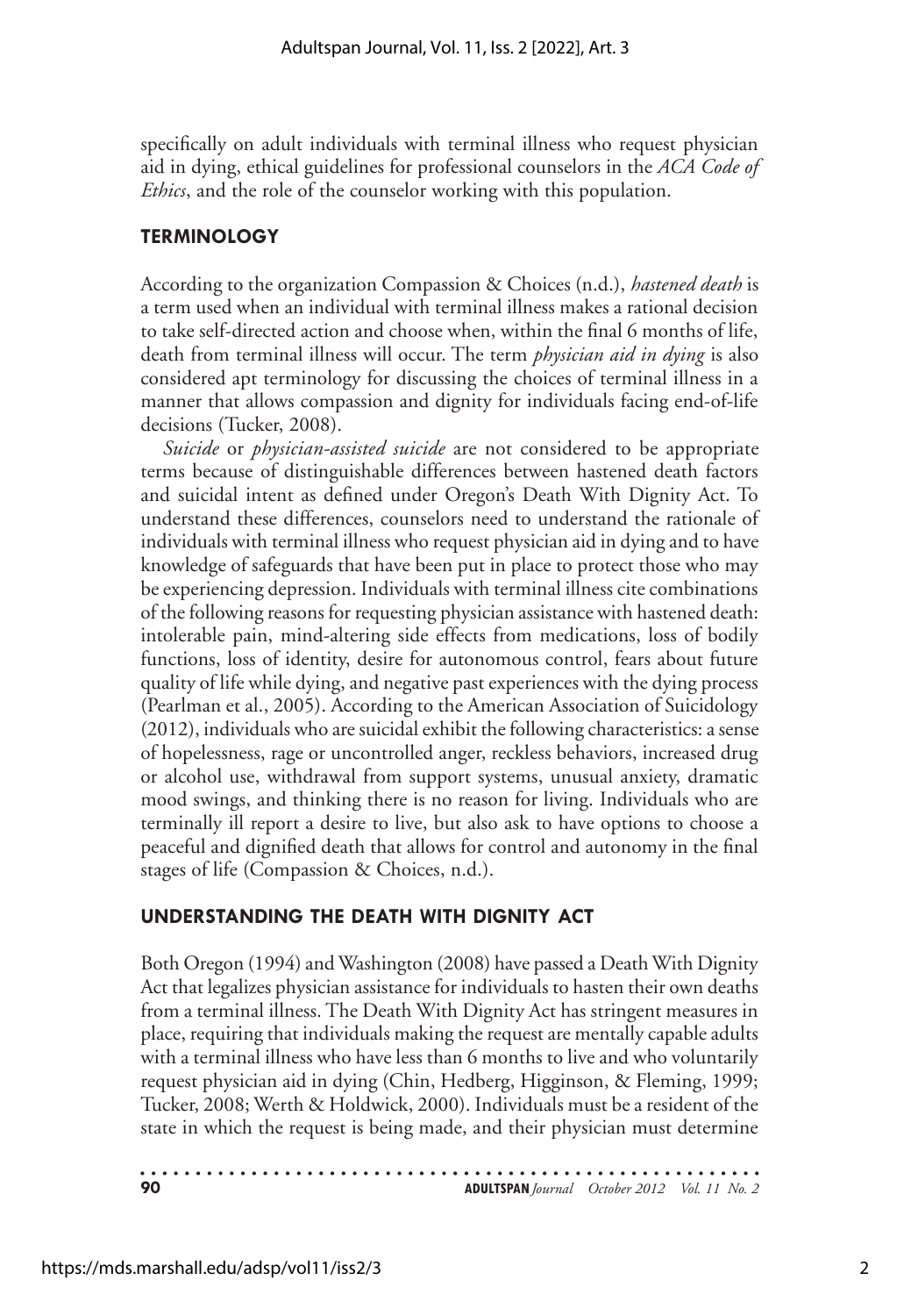specifically on adult individuals with terminal illness who request physician aid in dying, ethical guidelines for professional counselors in the *ACA Code of Ethics*, and the role of the counselor working with this population.

## TERMINOLOGY

According to the organization Compassion & Choices (n.d.), *hastened death* is a term used when an individual with terminal illness makes a rational decision to take self-directed action and choose when, within the final 6 months of life, death from terminal illness will occur. The term *physician aid in dying* is also considered apt terminology for discussing the choices of terminal illness in a manner that allows compassion and dignity for individuals facing end-of-life decisions (Tucker, 2008).

*Suicide* or *physician-assisted suicide* are not considered to be appropriate terms because of distinguishable differences between hastened death factors and suicidal intent as defined under Oregon's Death With Dignity Act. To understand these differences, counselors need to understand the rationale of individuals with terminal illness who request physician aid in dying and to have knowledge of safeguards that have been put in place to protect those who may be experiencing depression. Individuals with terminal illness cite combinations of the following reasons for requesting physician assistance with hastened death: intolerable pain, mind-altering side effects from medications, loss of bodily functions, loss of identity, desire for autonomous control, fears about future quality of life while dying, and negative past experiences with the dying process (Pearlman et al., 2005). According to the American Association of Suicidology (2012), individuals who are suicidal exhibit the following characteristics: a sense of hopelessness, rage or uncontrolled anger, reckless behaviors, increased drug or alcohol use, withdrawal from support systems, unusual anxiety, dramatic mood swings, and thinking there is no reason for living. Individuals who are terminally ill report a desire to live, but also ask to have options to choose a peaceful and dignified death that allows for control and autonomy in the final stages of life (Compassion & Choices, n.d.).

## UNDERSTANDING THE DEATH WITH DIGNITY ACT

Both Oregon (1994) and Washington (2008) have passed a Death With Dignity Act that legalizes physician assistance for individuals to hasten their own deaths from a terminal illness. The Death With Dignity Act has stringent measures in place, requiring that individuals making the request are mentally capable adults with a terminal illness who have less than 6 months to live and who voluntarily request physician aid in dying (Chin, Hedberg, Higginson, & Fleming, 1999; Tucker, 2008; Werth & Holdwick, 2000). Individuals must be a resident of the state in which the request is being made, and their physician must determine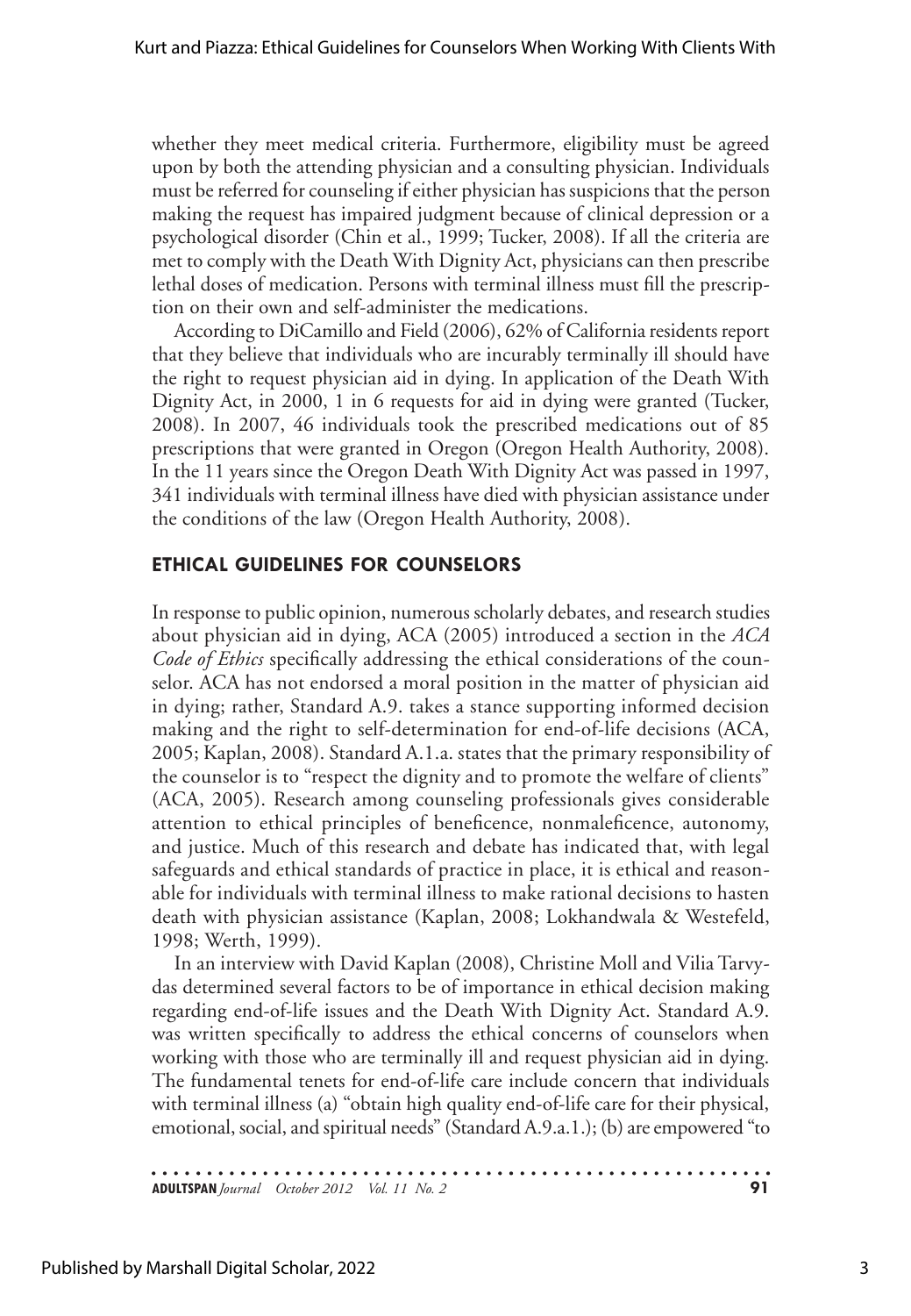whether they meet medical criteria. Furthermore, eligibility must be agreed upon by both the attending physician and a consulting physician. Individuals must be referred for counseling if either physician has suspicions that the person making the request has impaired judgment because of clinical depression or a psychological disorder (Chin et al., 1999; Tucker, 2008). If all the criteria are met to comply with the Death With Dignity Act, physicians can then prescribe lethal doses of medication. Persons with terminal illness must fill the prescription on their own and self-administer the medications.

According to DiCamillo and Field (2006), 62% of California residents report that they believe that individuals who are incurably terminally ill should have the right to request physician aid in dying. In application of the Death With Dignity Act, in 2000, 1 in 6 requests for aid in dying were granted (Tucker, 2008). In 2007, 46 individuals took the prescribed medications out of 85 prescriptions that were granted in Oregon (Oregon Health Authority, 2008). In the 11 years since the Oregon Death With Dignity Act was passed in 1997, 341 individuals with terminal illness have died with physician assistance under the conditions of the law (Oregon Health Authority, 2008).

## ETHICAL GUIDELINES FOR COUNSELORS

In response to public opinion, numerous scholarly debates, and research studies about physician aid in dying, ACA (2005) introduced a section in the *ACA Code of Ethics* specifically addressing the ethical considerations of the counselor. ACA has not endorsed a moral position in the matter of physician aid in dying; rather, Standard A.9. takes a stance supporting informed decision making and the right to self-determination for end-of-life decisions (ACA, 2005; Kaplan, 2008). Standard A.1.a. states that the primary responsibility of the counselor is to "respect the dignity and to promote the welfare of clients" (ACA, 2005). Research among counseling professionals gives considerable attention to ethical principles of beneficence, nonmaleficence, autonomy, and justice. Much of this research and debate has indicated that, with legal safeguards and ethical standards of practice in place, it is ethical and reasonable for individuals with terminal illness to make rational decisions to hasten death with physician assistance (Kaplan, 2008; Lokhandwala & Westefeld, 1998; Werth, 1999).

In an interview with David Kaplan (2008), Christine Moll and Vilia Tarvydas determined several factors to be of importance in ethical decision making regarding end-of-life issues and the Death With Dignity Act. Standard A.9. was written specifically to address the ethical concerns of counselors when working with those who are terminally ill and request physician aid in dying. The fundamental tenets for end-of-life care include concern that individuals with terminal illness (a) "obtain high quality end-of-life care for their physical, emotional, social, and spiritual needs" (Standard A.9.a.1.); (b) are empowered "to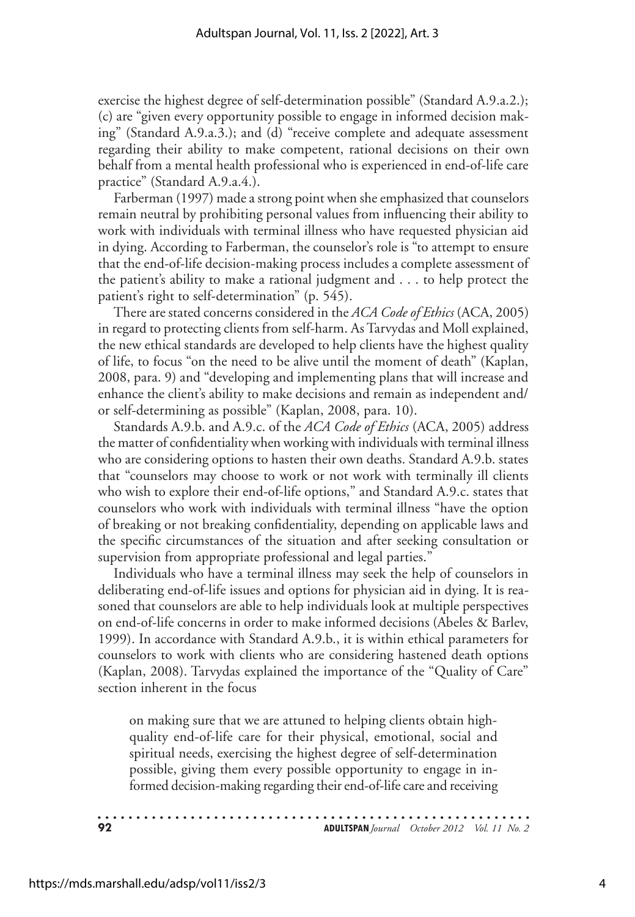exercise the highest degree of self-determination possible" (Standard A.9.a.2.); (c) are "given every opportunity possible to engage in informed decision making" (Standard A.9.a.3.); and (d) "receive complete and adequate assessment regarding their ability to make competent, rational decisions on their own behalf from a mental health professional who is experienced in end-of-life care practice" (Standard A.9.a.4.).

Farberman (1997) made a strong point when she emphasized that counselors remain neutral by prohibiting personal values from influencing their ability to work with individuals with terminal illness who have requested physician aid in dying. According to Farberman, the counselor's role is "to attempt to ensure that the end-of-life decision-making process includes a complete assessment of the patient's ability to make a rational judgment and . . . to help protect the patient's right to self-determination" (p. 545).

There are stated concerns considered in the *ACA Code of Ethics* (ACA, 2005) in regard to protecting clients from self-harm. As Tarvydas and Moll explained, the new ethical standards are developed to help clients have the highest quality of life, to focus "on the need to be alive until the moment of death" (Kaplan, 2008, para. 9) and "developing and implementing plans that will increase and enhance the client's ability to make decisions and remain as independent and/or self-determining as possible" (Kaplan, 2008, para. 10).

Standards A.9.b. and A.9.c. of the *ACA Code of Ethics* (ACA, 2005) address the matter of confidentiality when working with individuals with terminal illness who are considering options to hasten their own deaths. Standard A.9.b. states that "counselors may choose to work or not work with terminally ill clients who wish to explore their end-of-life options," and Standard A.9.c. states that counselors who work with individuals with terminal illness "have the option of breaking or not breaking confidentiality, depending on applicable laws and the specific circumstances of the situation and after seeking consultation or supervision from appropriate professional and legal parties."

Individuals who have a terminal illness may seek the help of counselors in deliberating end-of-life issues and options for physician aid in dying. It is reasoned that counselors are able to help individuals look at multiple perspectives on end-of-life concerns in order to make informed decisions (Abeles & Barlev, 1999). In accordance with Standard A.9.b., it is within ethical parameters for counselors to work with clients who are considering hastened death options (Kaplan, 2008). Tarvydas explained the importance of the "Quality of Care" section inherent in the focus

> on making sure that we are attuned to helping clients obtain high-quality end-of-life care for their physical, emotional, social and spiritual needs, exercising the highest degree of self-determination possible, giving them every possible opportunity to engage in informed decision-making regarding their end-of-life care and receiving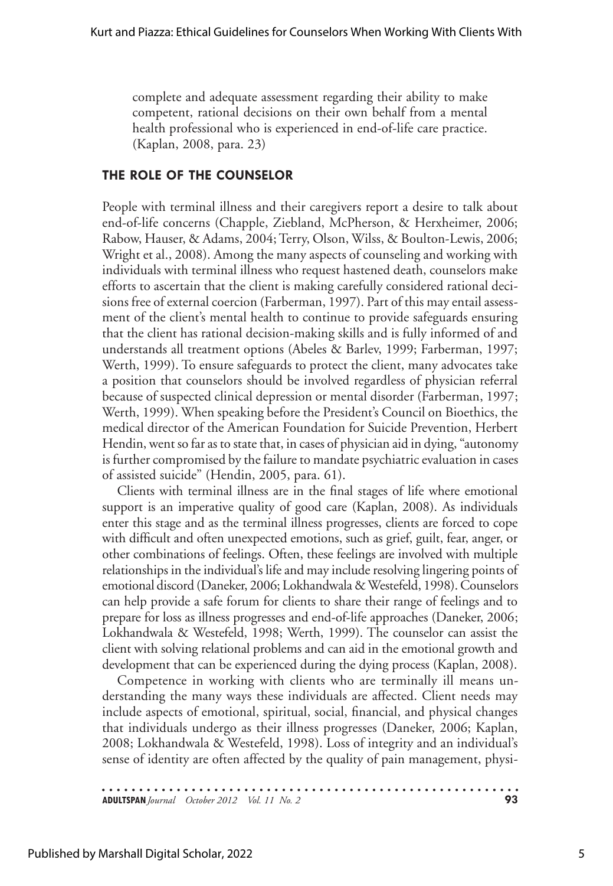complete and adequate assessment regarding their ability to make competent, rational decisions on their own behalf from a mental health professional who is experienced in end-of-life care practice. (Kaplan, 2008, para. 23)

## THE ROLE OF THE COUNSELOR

People with terminal illness and their caregivers report a desire to talk about end-of-life concerns (Chapple, Ziebland, McPherson, & Herxheimer, 2006; Rabow, Hauser, & Adams, 2004; Terry, Olson, Wilss, & Boulton-Lewis, 2006; Wright et al., 2008). Among the many aspects of counseling and working with individuals with terminal illness who request hastened death, counselors make efforts to ascertain that the client is making carefully considered rational decisions free of external coercion (Farberman, 1997). Part of this may entail assessment of the client's mental health to continue to provide safeguards ensuring that the client has rational decision-making skills and is fully informed of and understands all treatment options (Abeles & Barlev, 1999; Farberman, 1997; Werth, 1999). To ensure safeguards to protect the client, many advocates take a position that counselors should be involved regardless of physician referral because of suspected clinical depression or mental disorder (Farberman, 1997; Werth, 1999). When speaking before the President's Council on Bioethics, the medical director of the American Foundation for Suicide Prevention, Herbert Hendin, went so far as to state that, in cases of physician aid in dying, "autonomy is further compromised by the failure to mandate psychiatric evaluation in cases of assisted suicide" (Hendin, 2005, para. 61).

Clients with terminal illness are in the final stages of life where emotional support is an imperative quality of good care (Kaplan, 2008). As individuals enter this stage and as the terminal illness progresses, clients are forced to cope with difficult and often unexpected emotions, such as grief, guilt, fear, anger, or other combinations of feelings. Often, these feelings are involved with multiple relationships in the individual's life and may include resolving lingering points of emotional discord (Daneker, 2006; Lokhandwala & Westefeld, 1998). Counselors can help provide a safe forum for clients to share their range of feelings and to prepare for loss as illness progresses and end-of-life approaches (Daneker, 2006; Lokhandwala & Westefeld, 1998; Werth, 1999). The counselor can assist the client with solving relational problems and can aid in the emotional growth and development that can be experienced during the dying process (Kaplan, 2008).

Competence in working with clients who are terminally ill means understanding the many ways these individuals are affected. Client needs may include aspects of emotional, spiritual, social, financial, and physical changes that individuals undergo as their illness progresses (Daneker, 2006; Kaplan, 2008; Lokhandwala & Westefeld, 1998). Loss of integrity and an individual's sense of identity are often affected by the quality of pain management, physi-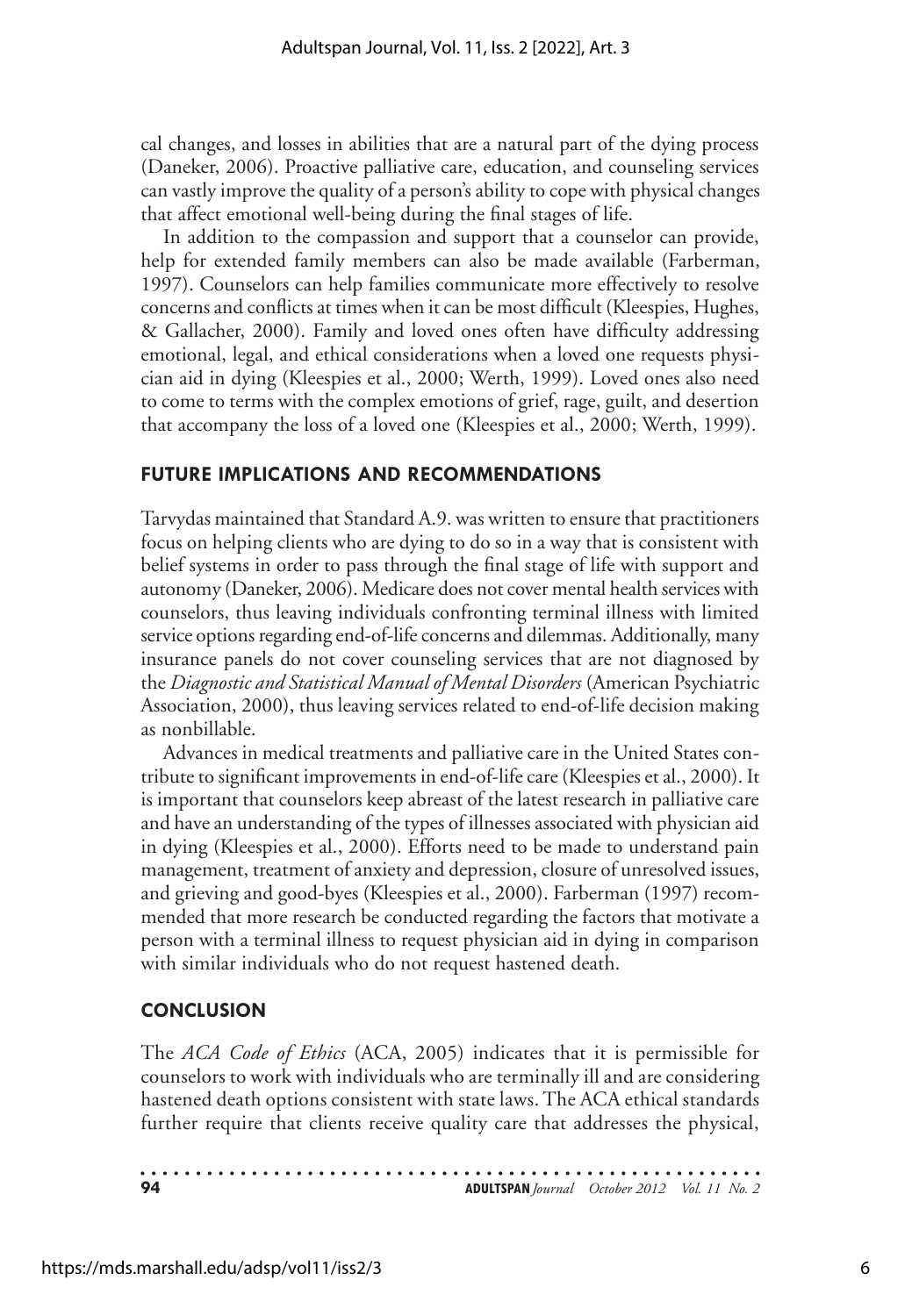cal changes, and losses in abilities that are a natural part of the dying process (Daneker, 2006). Proactive palliative care, education, and counseling services can vastly improve the quality of a person's ability to cope with physical changes that affect emotional well-being during the final stages of life.

In addition to the compassion and support that a counselor can provide, help for extended family members can also be made available (Farberman, 1997). Counselors can help families communicate more effectively to resolve concerns and conflicts at times when it can be most difficult (Kleespies, Hughes, & Gallacher, 2000). Family and loved ones often have difficulty addressing emotional, legal, and ethical considerations when a loved one requests physician aid in dying (Kleespies et al., 2000; Werth, 1999). Loved ones also need to come to terms with the complex emotions of grief, rage, guilt, and desertion that accompany the loss of a loved one (Kleespies et al., 2000; Werth, 1999).

## FUTURE IMPLICATIONS AND RECOMMENDATIONS

Tarvydas maintained that Standard A.9. was written to ensure that practitioners focus on helping clients who are dying to do so in a way that is consistent with belief systems in order to pass through the final stage of life with support and autonomy (Daneker, 2006). Medicare does not cover mental health services with counselors, thus leaving individuals confronting terminal illness with limited service options regarding end-of-life concerns and dilemmas. Additionally, many insurance panels do not cover counseling services that are not diagnosed by the *Diagnostic and Statistical Manual of Mental Disorders* (American Psychiatric Association, 2000), thus leaving services related to end-of-life decision making as nonbillable.

Advances in medical treatments and palliative care in the United States contribute to significant improvements in end-of-life care (Kleespies et al., 2000). It is important that counselors keep abreast of the latest research in palliative care and have an understanding of the types of illnesses associated with physician aid in dying (Kleespies et al., 2000). Efforts need to be made to understand pain management, treatment of anxiety and depression, closure of unresolved issues, and grieving and good-byes (Kleespies et al., 2000). Farberman (1997) recommended that more research be conducted regarding the factors that motivate a person with a terminal illness to request physician aid in dying in comparison with similar individuals who do not request hastened death.

## CONCLUSION

The *ACA Code of Ethics* (ACA, 2005) indicates that it is permissible for counselors to work with individuals who are terminally ill and are considering hastened death options consistent with state laws. The ACA ethical standards further require that clients receive quality care that addresses the physical,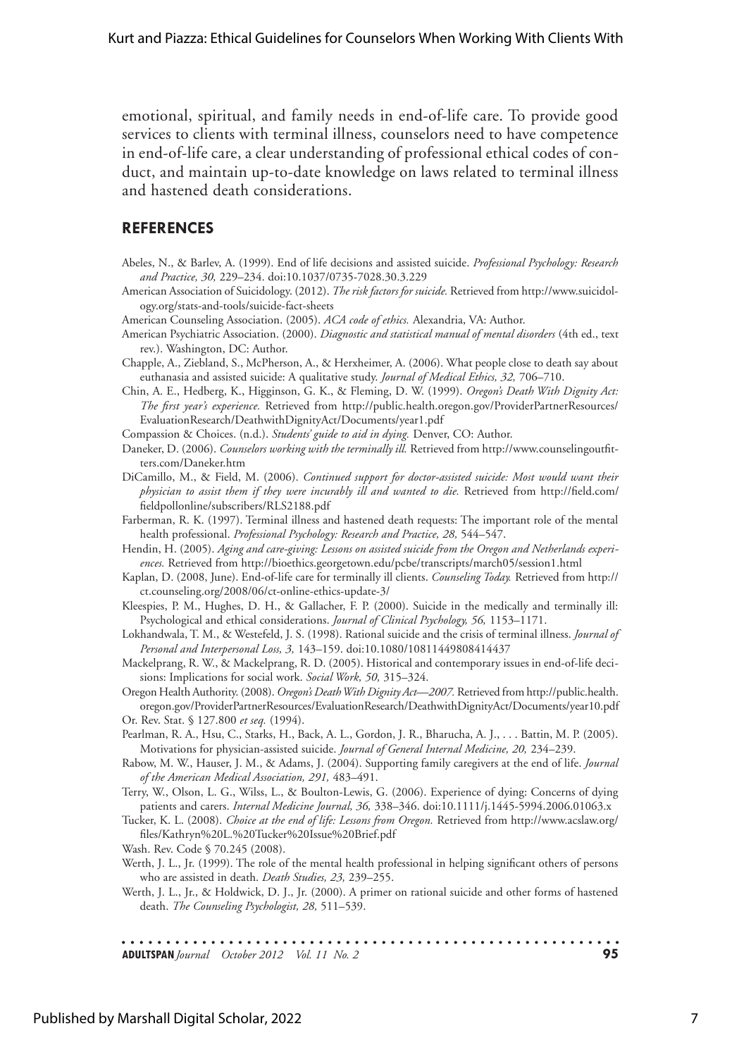emotional, spiritual, and family needs in end-of-life care. To provide good services to clients with terminal illness, counselors need to have competence in end-of-life care, a clear understanding of professional ethical codes of conduct, and maintain up-to-date knowledge on laws related to terminal illness and hastened death considerations.

## REFERENCES

Abeles, N., & Barlev, A. (1999). End of life decisions and assisted suicide. *Professional Psychology: Research and Practice, 30,* 229–234. doi:10.1037/0735-7028.30.3.229

American Association of Suicidology. (2012). *The risk factors for suicide.* Retrieved from http://www.suicidology.org/stats-and-tools/suicide-fact-sheets

American Counseling Association. (2005). *ACA code of ethics.* Alexandria, VA: Author.

American Psychiatric Association. (2000). *Diagnostic and statistical manual of mental disorders* (4th ed., text rev.). Washington, DC: Author.

Chapple, A., Ziebland, S., McPherson, A., & Herxheimer, A. (2006). What people close to death say about euthanasia and assisted suicide: A qualitative study. *Journal of Medical Ethics, 32,* 706–710.

Chin, A. E., Hedberg, K., Higginson, G. K., & Fleming, D. W. (1999). *Oregon's Death With Dignity Act: The first year's experience.* Retrieved from http://public.health.oregon.gov/ProviderPartnerResources/EvaluationResearch/DeathwithDignityAct/Documents/year1.pdf

Compassion & Choices. (n.d.). *Students' guide to aid in dying.* Denver, CO: Author.

Daneker, D. (2006). *Counselors working with the terminally ill.* Retrieved from http://www.counselingoutfitters.com/Daneker.htm

DiCamillo, M., & Field, M. (2006). *Continued support for doctor-assisted suicide: Most would want their physician to assist them if they were incurably ill and wanted to die.* Retrieved from http://field.com/fieldpollonline/subscribers/RLS2188.pdf

Farberman, R. K. (1997). Terminal illness and hastened death requests: The important role of the mental health professional. *Professional Psychology: Research and Practice, 28,* 544–547.

Hendin, H. (2005). *Aging and care-giving: Lessons on assisted suicide from the Oregon and Netherlands experiences.* Retrieved from http://bioethics.georgetown.edu/pcbe/transcripts/march05/session1.html

Kaplan, D. (2008, June). End-of-life care for terminally ill clients. *Counseling Today.* Retrieved from http://ct.counseling.org/2008/06/ct-online-ethics-update-3/

Kleespies, P. M., Hughes, D. H., & Gallacher, F. P. (2000). Suicide in the medically and terminally ill: Psychological and ethical considerations. *Journal of Clinical Psychology, 56,* 1153–1171.

Lokhandwala, T. M., & Westefeld, J. S. (1998). Rational suicide and the crisis of terminal illness. *Journal of Personal and Interpersonal Loss, 3,* 143–159. doi:10.1080/10811449808414437

Mackelprang, R. W., & Mackelprang, R. D. (2005). Historical and contemporary issues in end-of-life decisions: Implications for social work. *Social Work, 50,* 315–324.

Oregon Health Authority. (2008). *Oregon's Death With Dignity Act—2007.* Retrieved from http://public.health.oregon.gov/ProviderPartnerResources/EvaluationResearch/DeathwithDignityAct/Documents/year10.pdf

Or. Rev. Stat. § 127.800 *et seq.* (1994).

Pearlman, R. A., Hsu, C., Starks, H., Back, A. L., Gordon, J. R., Bharucha, A. J., . . . Battin, M. P. (2005). Motivations for physician-assisted suicide. *Journal of General Internal Medicine, 20,* 234–239.

Rabow, M. W., Hauser, J. M., & Adams, J. (2004). Supporting family caregivers at the end of life. *Journal of the American Medical Association, 291,* 483–491.

Terry, W., Olson, L. G., Wilss, L., & Boulton-Lewis, G. (2006). Experience of dying: Concerns of dying patients and carers. *Internal Medicine Journal, 36,* 338–346. doi:10.1111/j.1445-5994.2006.01063.x

Tucker, K. L. (2008). *Choice at the end of life: Lessons from Oregon.* Retrieved from http://www.acslaw.org/files/Kathryn%20L.%20Tucker%20Issue%20Brief.pdf

Wash. Rev. Code § 70.245 (2008).

Werth, J. L., Jr. (1999). The role of the mental health professional in helping significant others of persons who are assisted in death. *Death Studies, 23,* 239–255.

Werth, J. L., Jr., & Holdwick, D. J., Jr. (2000). A primer on rational suicide and other forms of hastened death. *The Counseling Psychologist, 28,* 511–539.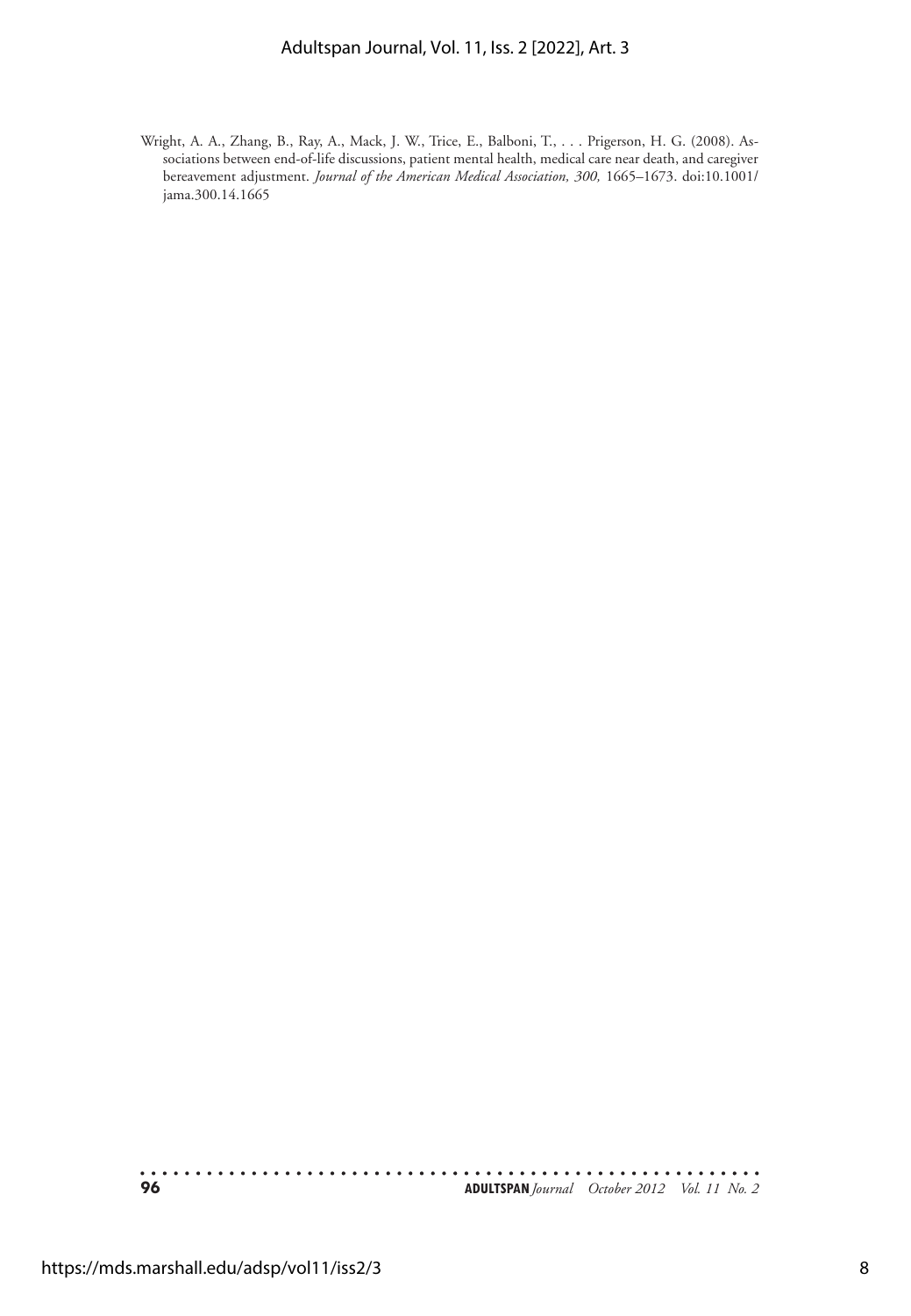Wright, A. A., Zhang, B., Ray, A., Mack, J. W., Trice, E., Balboni, T., . . . Prigerson, H. G. (2008). Associations between end-of-life discussions, patient mental health, medical care near death, and caregiver bereavement adjustment. *Journal of the American Medical Association, 300,* 1665–1673. doi:10.1001/jama.300.14.1665